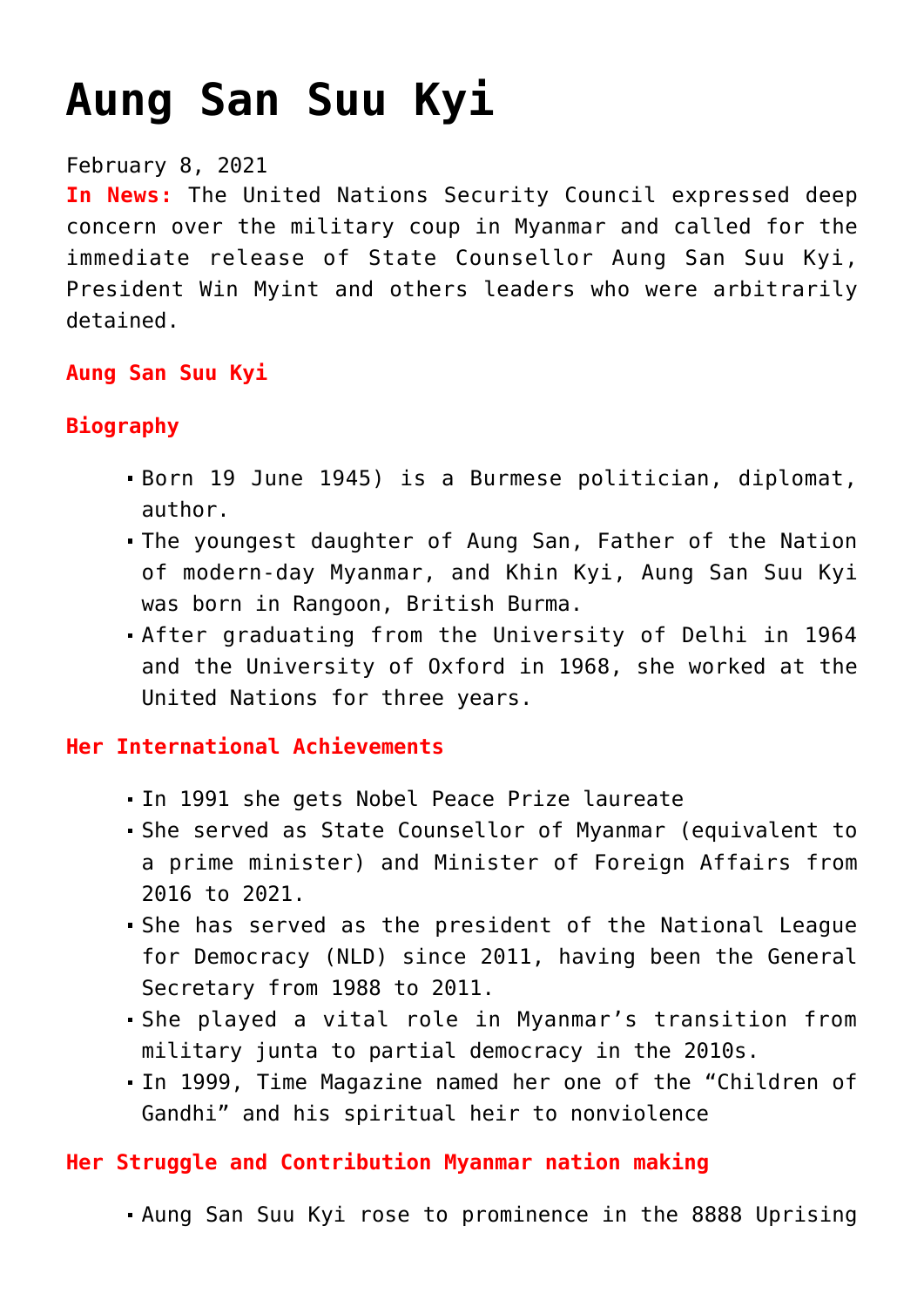# Aung San Suu Kyi

February 8, 2021

**In News:** The United Nations Security Council expressed deep concern over the military coup in Myanmar and called for the immediate release of State Counsellor Aung San Suu Kyi, President Win Myint and others leaders who were arbitrarily detained.

**Aung San Suu Kyi**

**Biography**

- Born 19 June 1945) is a Burmese politician, diplomat, author.
- The youngest daughter of Aung San, Father of the Nation of modern-day Myanmar, and Khin Kyi, Aung San Suu Kyi was born in Rangoon, British Burma.
- After graduating from the University of Delhi in 1964 and the University of Oxford in 1968, she worked at the United Nations for three years.

**Her International Achievements**

- In 1991 she gets Nobel Peace Prize laureate
- She served as State Counsellor of Myanmar (equivalent to a prime minister) and Minister of Foreign Affairs from 2016 to 2021.
- She has served as the president of the National League for Democracy (NLD) since 2011, having been the General Secretary from 1988 to 2011.
- She played a vital role in Myanmar's transition from military junta to partial democracy in the 2010s.
- In 1999, Time Magazine named her one of the "Children of Gandhi" and his spiritual heir to nonviolence

**Her Struggle and Contribution Myanmar nation making**

- Aung San Suu Kyi rose to prominence in the 8888 Uprising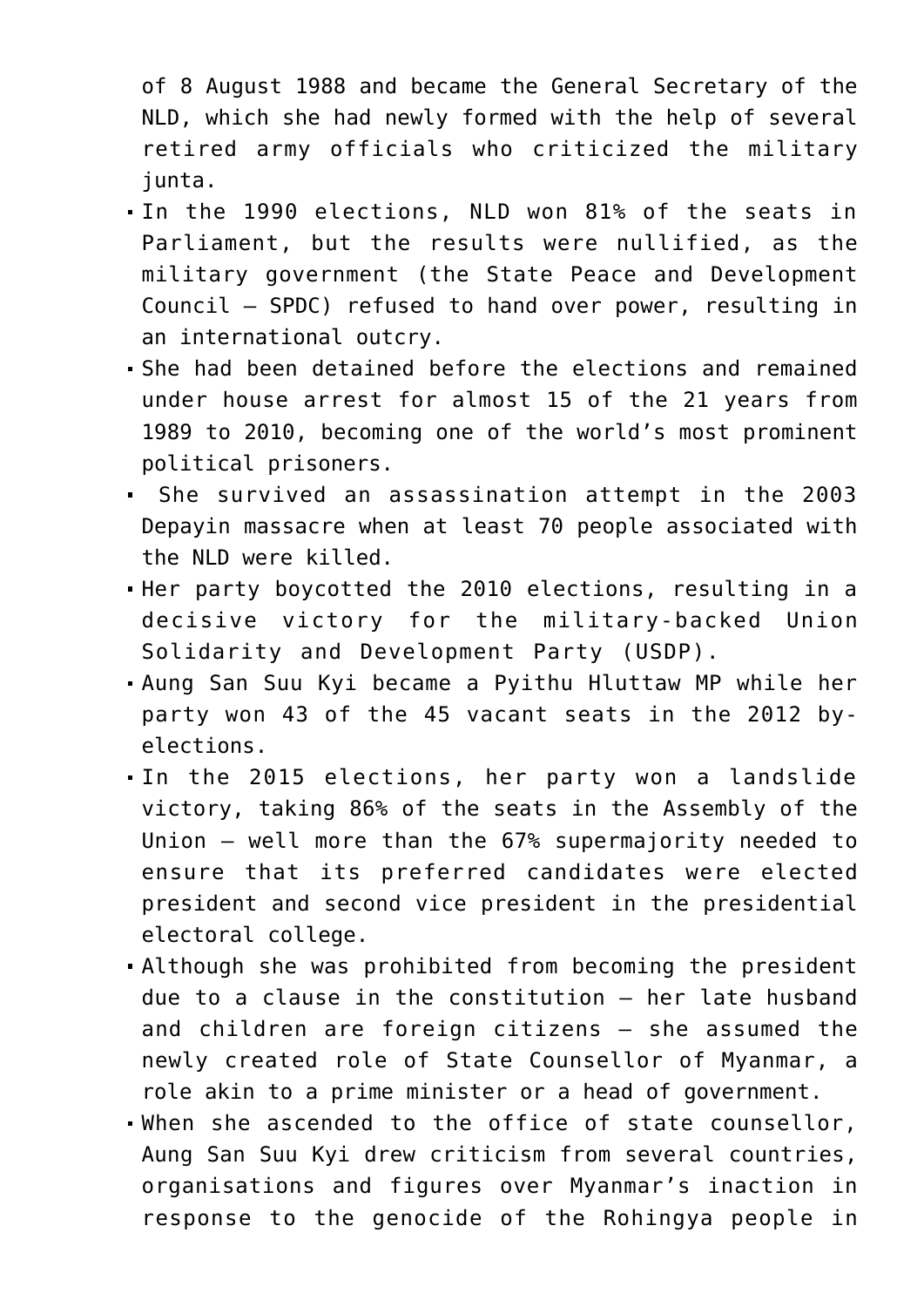of 8 August 1988 and became the General Secretary of the NLD, which she had newly formed with the help of several retired army officials who criticized the military junta.

- In the 1990 elections, NLD won 81% of the seats in Parliament, but the results were nullified, as the military government (the State Peace and Development Council – SPDC) refused to hand over power, resulting in an international outcry.
- She had been detained before the elections and remained under house arrest for almost 15 of the 21 years from 1989 to 2010, becoming one of the world's most prominent political prisoners.
- She survived an assassination attempt in the 2003 Depayin massacre when at least 70 people associated with the NLD were killed.
- Her party boycotted the 2010 elections, resulting in a decisive victory for the military-backed Union Solidarity and Development Party (USDP).
- Aung San Suu Kyi became a Pyithu Hluttaw MP while her party won 43 of the 45 vacant seats in the 2012 by-elections.
- In the 2015 elections, her party won a landslide victory, taking 86% of the seats in the Assembly of the Union – well more than the 67% supermajority needed to ensure that its preferred candidates were elected president and second vice president in the presidential electoral college.
- Although she was prohibited from becoming the president due to a clause in the constitution – her late husband and children are foreign citizens – she assumed the newly created role of State Counsellor of Myanmar, a role akin to a prime minister or a head of government.
- When she ascended to the office of state counsellor, Aung San Suu Kyi drew criticism from several countries, organisations and figures over Myanmar's inaction in response to the genocide of the Rohingya people in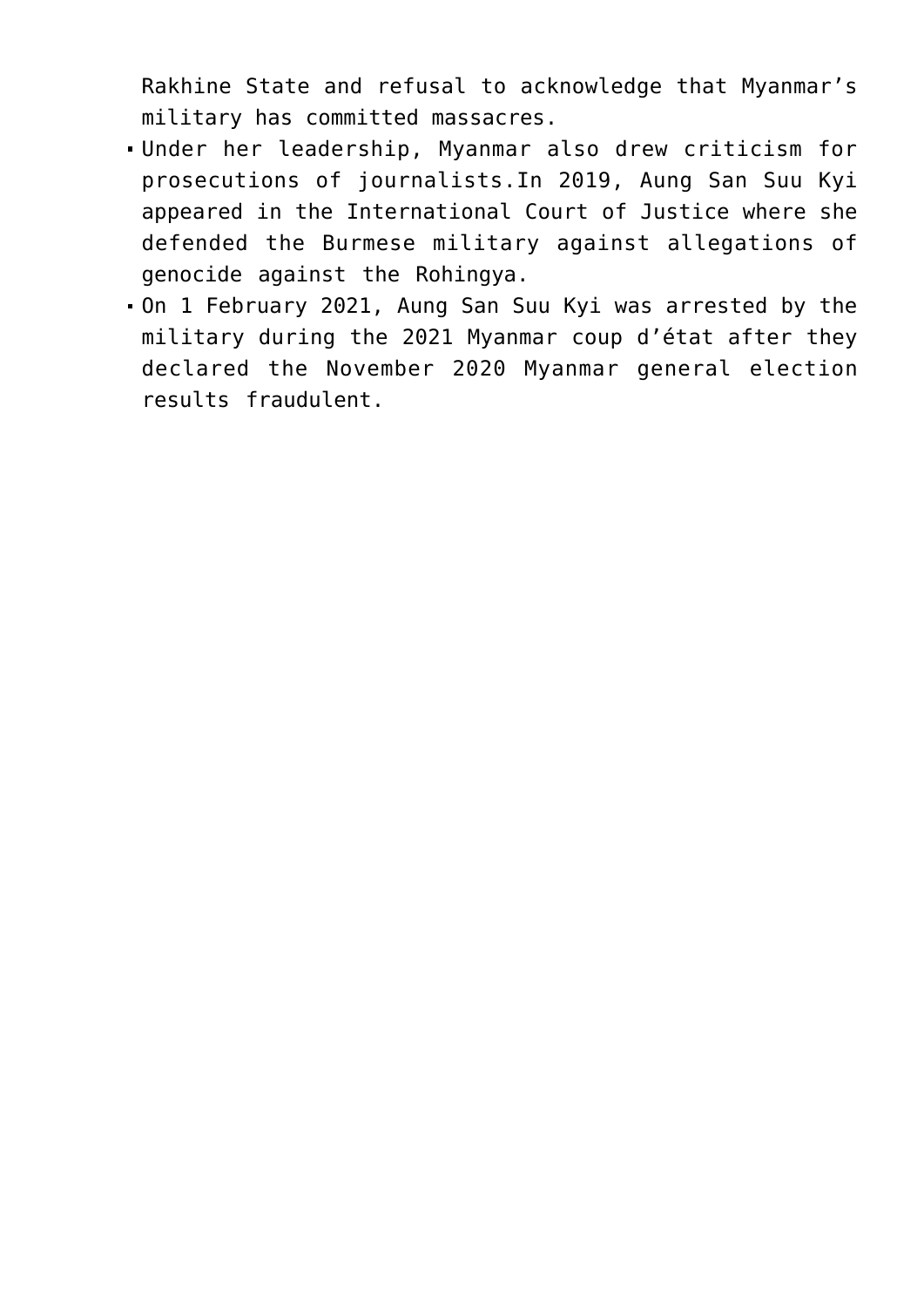Rakhine State and refusal to acknowledge that Myanmar's military has committed massacres.

- Under her leadership, Myanmar also drew criticism for prosecutions of journalists.In 2019, Aung San Suu Kyi appeared in the International Court of Justice where she defended the Burmese military against allegations of genocide against the Rohingya.
- On 1 February 2021, Aung San Suu Kyi was arrested by the military during the 2021 Myanmar coup d'état after they declared the November 2020 Myanmar general election results fraudulent.